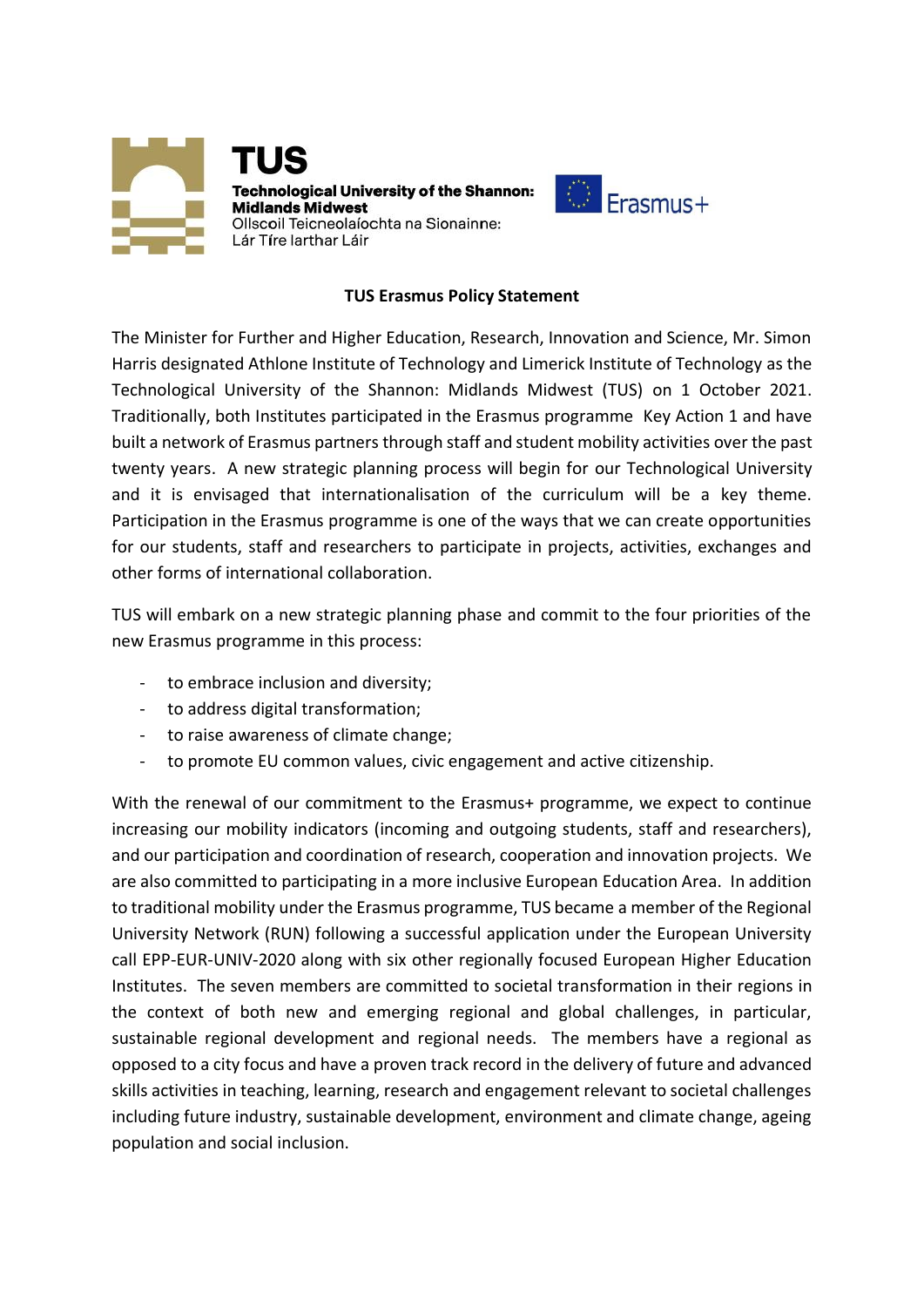**TUS**

**Technological University of the Shannon: Midlands Midwest**

Ollscoil Teicneolaíochta na Sionainne: Lár Tíre Iarthar Láir

Erasmus+

**TUS Erasmus Policy Statement**

The Minister for Further and Higher Education, Research, Innovation and Science, Mr. Simon Harris designated Athlone Institute of Technology and Limerick Institute of Technology as the Technological University of the Shannon: Midlands Midwest (TUS) on 1 October 2021. Traditionally, both Institutes participated in the Erasmus programme Key Action 1 and have built a network of Erasmus partners through staff and student mobility activities over the past twenty years. A new strategic planning process will begin for our Technological University and it is envisaged that internationalisation of the curriculum will be a key theme. Participation in the Erasmus programme is one of the ways that we can create opportunities for our students, staff and researchers to participate in projects, activities, exchanges and other forms of international collaboration.

TUS will embark on a new strategic planning phase and commit to the four priorities of the new Erasmus programme in this process:

- to embrace inclusion and diversity;
- to address digital transformation;
- to raise awareness of climate change;
- to promote EU common values, civic engagement and active citizenship.

With the renewal of our commitment to the Erasmus+ programme, we expect to continue increasing our mobility indicators (incoming and outgoing students, staff and researchers), and our participation and coordination of research, cooperation and innovation projects. We are also committed to participating in a more inclusive European Education Area. In addition to traditional mobility under the Erasmus programme, TUS became a member of the Regional University Network (RUN) following a successful application under the European University call EPP-EUR-UNIV-2020 along with six other regionally focused European Higher Education Institutes. The seven members are committed to societal transformation in their regions in the context of both new and emerging regional and global challenges, in particular, sustainable regional development and regional needs. The members have a regional as opposed to a city focus and have a proven track record in the delivery of future and advanced skills activities in teaching, learning, research and engagement relevant to societal challenges including future industry, sustainable development, environment and climate change, ageing population and social inclusion.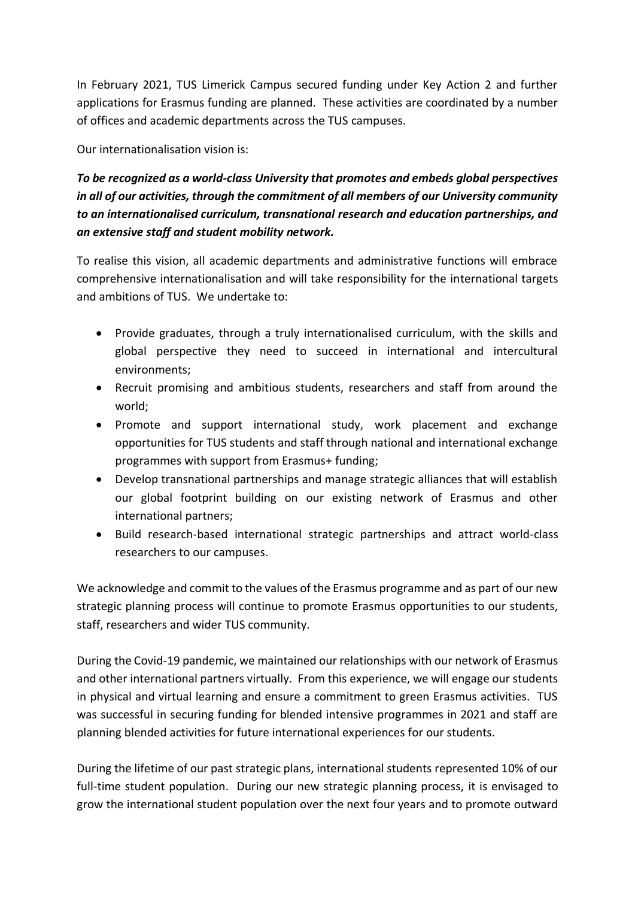In February 2021, TUS Limerick Campus secured funding under Key Action 2 and further applications for Erasmus funding are planned. These activities are coordinated by a number of offices and academic departments across the TUS campuses.

Our internationalisation vision is:

***To be recognized as a world-class University that promotes and embeds global perspectives in all of our activities, through the commitment of all members of our University community to an internationalised curriculum, transnational research and education partnerships, and an extensive staff and student mobility network.***

To realise this vision, all academic departments and administrative functions will embrace comprehensive internationalisation and will take responsibility for the international targets and ambitions of TUS. We undertake to:

- Provide graduates, through a truly internationalised curriculum, with the skills and global perspective they need to succeed in international and intercultural environments;
- Recruit promising and ambitious students, researchers and staff from around the world;
- Promote and support international study, work placement and exchange opportunities for TUS students and staff through national and international exchange programmes with support from Erasmus+ funding;
- Develop transnational partnerships and manage strategic alliances that will establish our global footprint building on our existing network of Erasmus and other international partners;
- Build research-based international strategic partnerships and attract world-class researchers to our campuses.

We acknowledge and commit to the values of the Erasmus programme and as part of our new strategic planning process will continue to promote Erasmus opportunities to our students, staff, researchers and wider TUS community.

During the Covid-19 pandemic, we maintained our relationships with our network of Erasmus and other international partners virtually. From this experience, we will engage our students in physical and virtual learning and ensure a commitment to green Erasmus activities. TUS was successful in securing funding for blended intensive programmes in 2021 and staff are planning blended activities for future international experiences for our students.

During the lifetime of our past strategic plans, international students represented 10% of our full-time student population. During our new strategic planning process, it is envisaged to grow the international student population over the next four years and to promote outward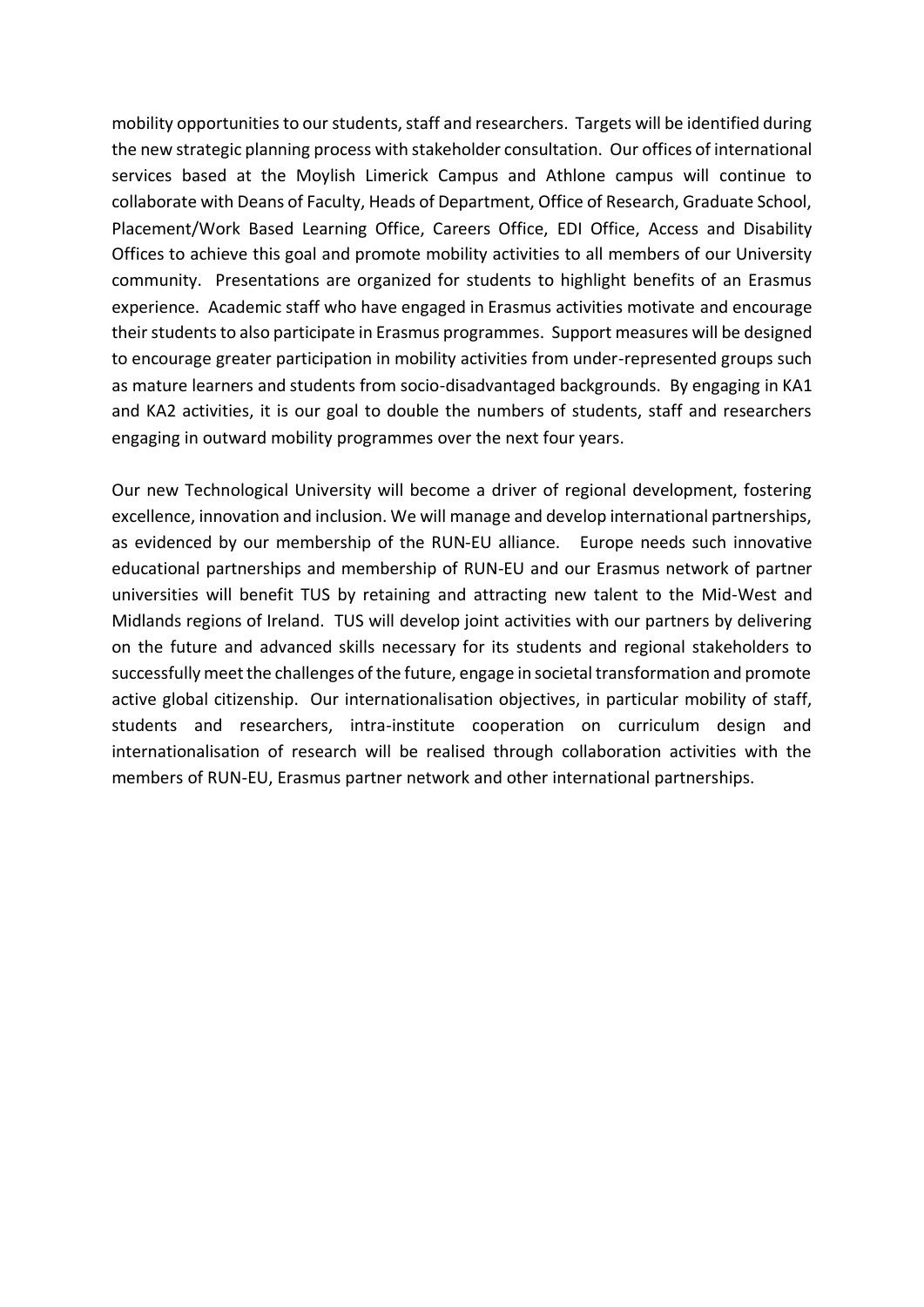mobility opportunities to our students, staff and researchers. Targets will be identified during the new strategic planning process with stakeholder consultation. Our offices of international services based at the Moylish Limerick Campus and Athlone campus will continue to collaborate with Deans of Faculty, Heads of Department, Office of Research, Graduate School, Placement/Work Based Learning Office, Careers Office, EDI Office, Access and Disability Offices to achieve this goal and promote mobility activities to all members of our University community. Presentations are organized for students to highlight benefits of an Erasmus experience. Academic staff who have engaged in Erasmus activities motivate and encourage their students to also participate in Erasmus programmes. Support measures will be designed to encourage greater participation in mobility activities from under-represented groups such as mature learners and students from socio-disadvantaged backgrounds. By engaging in KA1 and KA2 activities, it is our goal to double the numbers of students, staff and researchers engaging in outward mobility programmes over the next four years.

Our new Technological University will become a driver of regional development, fostering excellence, innovation and inclusion. We will manage and develop international partnerships, as evidenced by our membership of the RUN-EU alliance. Europe needs such innovative educational partnerships and membership of RUN-EU and our Erasmus network of partner universities will benefit TUS by retaining and attracting new talent to the Mid-West and Midlands regions of Ireland. TUS will develop joint activities with our partners by delivering on the future and advanced skills necessary for its students and regional stakeholders to successfully meet the challenges of the future, engage in societal transformation and promote active global citizenship. Our internationalisation objectives, in particular mobility of staff, students and researchers, intra-institute cooperation on curriculum design and internationalisation of research will be realised through collaboration activities with the members of RUN-EU, Erasmus partner network and other international partnerships.